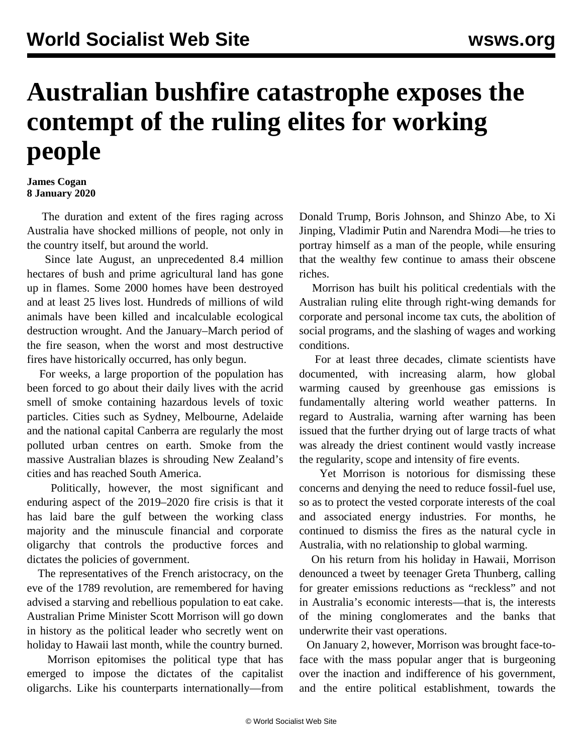# Australian bushfire catastrophe exposes the contempt of the ruling elites for working people

**James Cogan**
**8 January 2020**

The duration and extent of the fires raging across Australia have shocked millions of people, not only in the country itself, but around the world.

Since late August, an unprecedented 8.4 million hectares of bush and prime agricultural land has gone up in flames. Some 2000 homes have been destroyed and at least 25 lives lost. Hundreds of millions of wild animals have been killed and incalculable ecological destruction wrought. And the January–March period of the fire season, when the worst and most destructive fires have historically occurred, has only begun.

For weeks, a large proportion of the population has been forced to go about their daily lives with the acrid smell of smoke containing hazardous levels of toxic particles. Cities such as Sydney, Melbourne, Adelaide and the national capital Canberra are regularly the most polluted urban centres on earth. Smoke from the massive Australian blazes is shrouding New Zealand's cities and has reached South America.

Politically, however, the most significant and enduring aspect of the 2019–2020 fire crisis is that it has laid bare the gulf between the working class majority and the minuscule financial and corporate oligarchy that controls the productive forces and dictates the policies of government.

The representatives of the French aristocracy, on the eve of the 1789 revolution, are remembered for having advised a starving and rebellious population to eat cake. Australian Prime Minister Scott Morrison will go down in history as the political leader who secretly went on holiday to Hawaii last month, while the country burned.

Morrison epitomises the political type that has emerged to impose the dictates of the capitalist oligarchs. Like his counterparts internationally—from Donald Trump, Boris Johnson, and Shinzo Abe, to Xi Jinping, Vladimir Putin and Narendra Modi—he tries to portray himself as a man of the people, while ensuring that the wealthy few continue to amass their obscene riches.

Morrison has built his political credentials with the Australian ruling elite through right-wing demands for corporate and personal income tax cuts, the abolition of social programs, and the slashing of wages and working conditions.

For at least three decades, climate scientists have documented, with increasing alarm, how global warming caused by greenhouse gas emissions is fundamentally altering world weather patterns. In regard to Australia, warning after warning has been issued that the further drying out of large tracts of what was already the driest continent would vastly increase the regularity, scope and intensity of fire events.

Yet Morrison is notorious for dismissing these concerns and denying the need to reduce fossil-fuel use, so as to protect the vested corporate interests of the coal and associated energy industries. For months, he continued to dismiss the fires as the natural cycle in Australia, with no relationship to global warming.

On his return from his holiday in Hawaii, Morrison denounced a tweet by teenager Greta Thunberg, calling for greater emissions reductions as "reckless" and not in Australia's economic interests—that is, the interests of the mining conglomerates and the banks that underwrite their vast operations.

On January 2, however, Morrison was brought face-to-face with the mass popular anger that is burgeoning over the inaction and indifference of his government, and the entire political establishment, towards the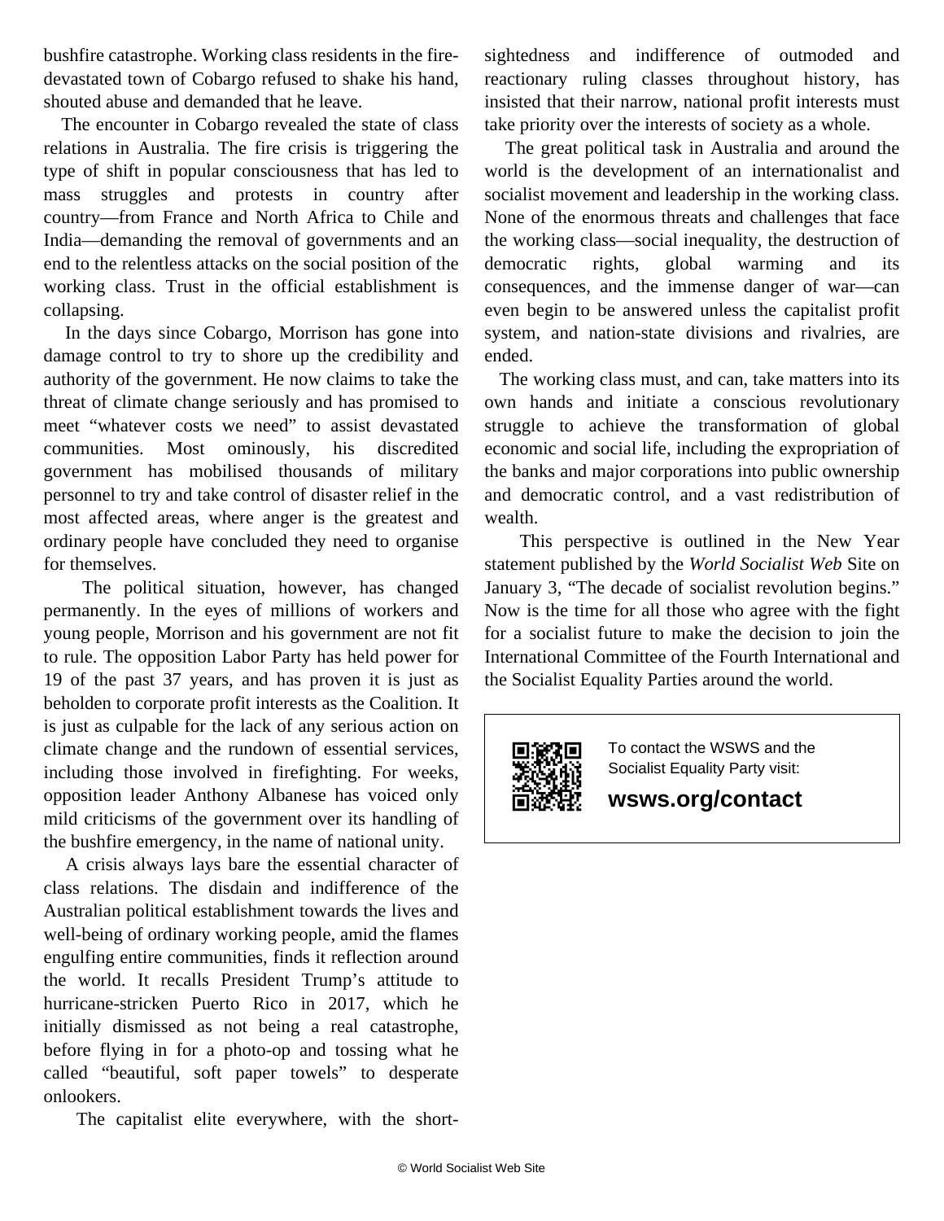bushfire catastrophe. Working class residents in the fire-devastated town of Cobargo refused to shake his hand, shouted abuse and demanded that he leave.

The encounter in Cobargo revealed the state of class relations in Australia. The fire crisis is triggering the type of shift in popular consciousness that has led to mass struggles and protests in country after country—from France and North Africa to Chile and India—demanding the removal of governments and an end to the relentless attacks on the social position of the working class. Trust in the official establishment is collapsing.

In the days since Cobargo, Morrison has gone into damage control to try to shore up the credibility and authority of the government. He now claims to take the threat of climate change seriously and has promised to meet "whatever costs we need" to assist devastated communities. Most ominously, his discredited government has mobilised thousands of military personnel to try and take control of disaster relief in the most affected areas, where anger is the greatest and ordinary people have concluded they need to organise for themselves.

The political situation, however, has changed permanently. In the eyes of millions of workers and young people, Morrison and his government are not fit to rule. The opposition Labor Party has held power for 19 of the past 37 years, and has proven it is just as beholden to corporate profit interests as the Coalition. It is just as culpable for the lack of any serious action on climate change and the rundown of essential services, including those involved in firefighting. For weeks, opposition leader Anthony Albanese has voiced only mild criticisms of the government over its handling of the bushfire emergency, in the name of national unity.

A crisis always lays bare the essential character of class relations. The disdain and indifference of the Australian political establishment towards the lives and well-being of ordinary working people, amid the flames engulfing entire communities, finds it reflection around the world. It recalls President Trump's attitude to hurricane-stricken Puerto Rico in 2017, which he initially dismissed as not being a real catastrophe, before flying in for a photo-op and tossing what he called "beautiful, soft paper towels" to desperate onlookers.

The capitalist elite everywhere, with the short-sightedness and indifference of outmoded and reactionary ruling classes throughout history, has insisted that their narrow, national profit interests must take priority over the interests of society as a whole.

The great political task in Australia and around the world is the development of an internationalist and socialist movement and leadership in the working class. None of the enormous threats and challenges that face the working class—social inequality, the destruction of democratic rights, global warming and its consequences, and the immense danger of war—can even begin to be answered unless the capitalist profit system, and nation-state divisions and rivalries, are ended.

The working class must, and can, take matters into its own hands and initiate a conscious revolutionary struggle to achieve the transformation of global economic and social life, including the expropriation of the banks and major corporations into public ownership and democratic control, and a vast redistribution of wealth.

This perspective is outlined in the New Year statement published by the *World Socialist Web* Site on January 3, "The decade of socialist revolution begins." Now is the time for all those who agree with the fight for a socialist future to make the decision to join the International Committee of the Fourth International and the Socialist Equality Parties around the world.

To contact the WSWS and the Socialist Equality Party visit:

**wsws.org/contact**